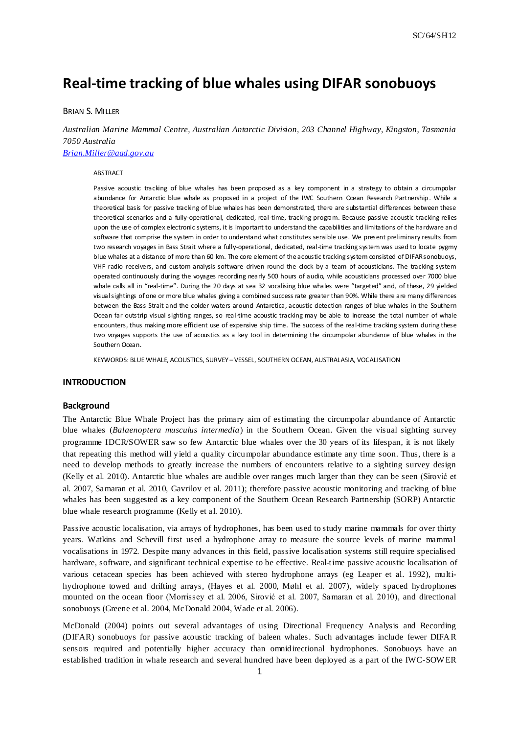# Real-time tracking of blue whales using DIFAR sonobuoys

BRIAN S. MILLER

*Australian Marine Mammal Centre, Australian Antarctic Division, 203 Channel Highway, Kingston, Tasmania 7050 Australia*
*Brian.Miller@aad.gov.au*

ABSTRACT

Passive acoustic tracking of blue whales has been proposed as a key component in a strategy to obtain a circumpolar abundance for Antarctic blue whale as proposed in a project of the IWC Southern Ocean Research Partnership. While a theoretical basis for passive tracking of blue whales has been demonstrated, there are substantial differences between these theoretical scenarios and a fully-operational, dedicated, real-time, tracking program. Because passive acoustic tracking relies upon the use of complex electronic systems, it is important to understand the capabilities and limitations of the hardware and software that comprise the system in order to understand what constitutes sensible use. We present preliminary results from two research voyages in Bass Strait where a fully-operational, dedicated, real-time tracking system was used to locate pygmy blue whales at a distance of more than 60 km. The core element of the acoustic tracking system consisted of DIFAR sonobuoys, VHF radio receivers, and custom analysis software driven round the clock by a team of acousticians. The tracking system operated continuously during the voyages recording nearly 500 hours of audio, while acousticians processed over 7000 blue whale calls all in "real-time". During the 20 days at sea 32 vocalising blue whales were "targeted" and, of these, 29 yielded visual sightings of one or more blue whales giving a combined success rate greater than 90%. While there are many differences between the Bass Strait and the colder waters around Antarctica, acoustic detection ranges of blue whales in the Southern Ocean far outstrip visual sighting ranges, so real-time acoustic tracking may be able to increase the total number of whale encounters, thus making more efficient use of expensive ship time. The success of the real-time tracking system during these two voyages supports the use of acoustics as a key tool in determining the circumpolar abundance of blue whales in the Southern Ocean.

KEYWORDS: BLUE WHALE, ACOUSTICS, SURVEY – VESSEL, SOUTHERN OCEAN, AUSTRALASIA, VOCALISATION

## INTRODUCTION

### Background

The Antarctic Blue Whale Project has the primary aim of estimating the circumpolar abundance of Antarctic blue whales (*Balaenoptera musculus intermedia*) in the Southern Ocean. Given the visual sighting survey programme IDCR/SOWER saw so few Antarctic blue whales over the 30 years of its lifespan, it is not likely that repeating this method will yield a quality circumpolar abundance estimate any time soon. Thus, there is a need to develop methods to greatly increase the numbers of encounters relative to a sighting survey design (Kelly et al. 2010). Antarctic blue whales are audible over ranges much larger than they can be seen (Sirović et al. 2007, Samaran et al. 2010, Gavrilov et al. 2011); therefore passive acoustic monitoring and tracking of blue whales has been suggested as a key component of the Southern Ocean Research Partnership (SORP) Antarctic blue whale research programme (Kelly et al. 2010).

Passive acoustic localisation, via arrays of hydrophones, has been used to study marine mammals for over thirty years. Watkins and Schevill first used a hydrophone array to measure the source levels of marine mammal vocalisations in 1972. Despite many advances in this field, passive localisation systems still require specialised hardware, software, and significant technical expertise to be effective. Real-time passive acoustic localisation of various cetacean species has been achieved with stereo hydrophone arrays (eg Leaper et al. 1992), multi-hydrophone towed and drifting arrays, (Hayes et al. 2000, Møhl et al. 2007), widely spaced hydrophones mounted on the ocean floor (Morrissey et al. 2006, Sirović et al. 2007, Samaran et al. 2010), and directional sonobuoys (Greene et al. 2004, McDonald 2004, Wade et al. 2006).

McDonald (2004) points out several advantages of using Directional Frequency Analysis and Recording (DIFAR) sonobuoys for passive acoustic tracking of baleen whales. Such advantages include fewer DIFAR sensors required and potentially higher accuracy than omnidirectional hydrophones. Sonobuoys have an established tradition in whale research and several hundred have been deployed as a part of the IWC-SOWER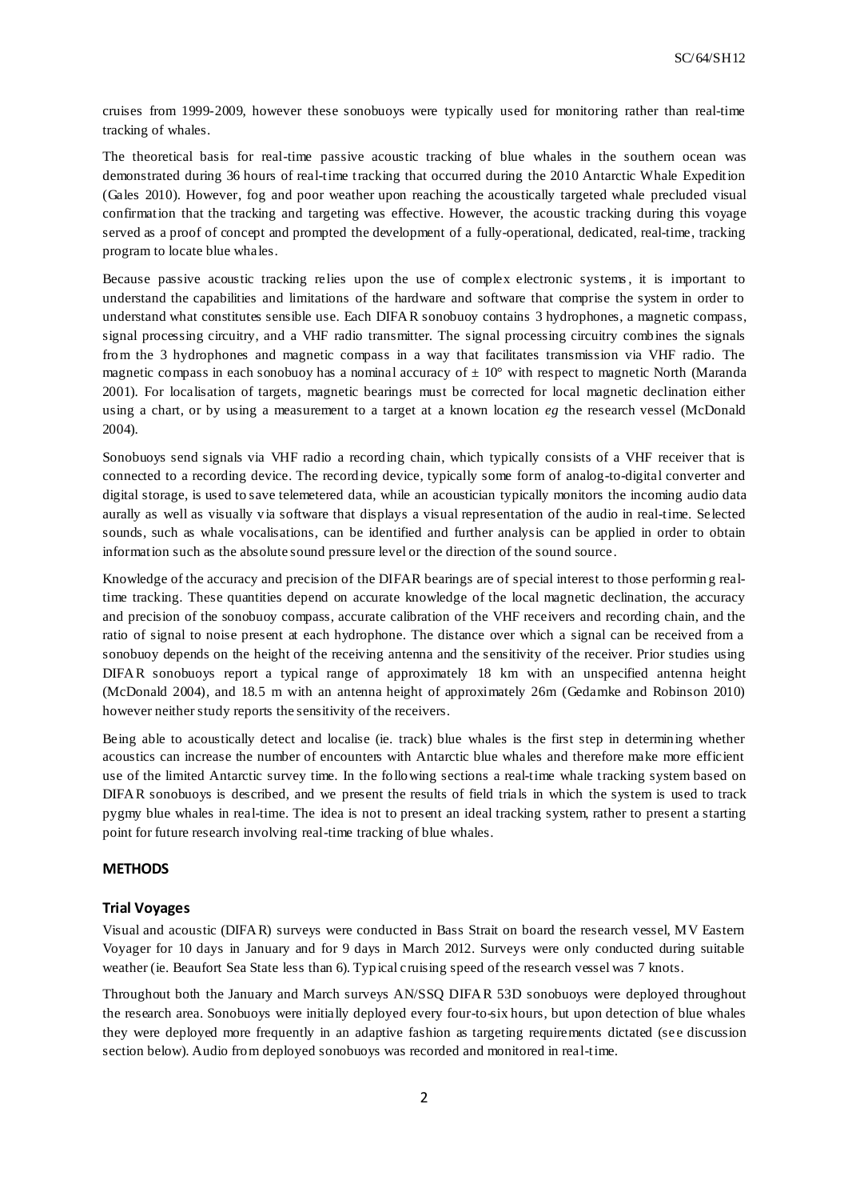cruises from 1999-2009, however these sonobuoys were typically used for monitoring rather than real-time tracking of whales.

The theoretical basis for real-time passive acoustic tracking of blue whales in the southern ocean was demonstrated during 36 hours of real-time tracking that occurred during the 2010 Antarctic Whale Expedition (Gales 2010). However, fog and poor weather upon reaching the acoustically targeted whale precluded visual confirmation that the tracking and targeting was effective. However, the acoustic tracking during this voyage served as a proof of concept and prompted the development of a fully-operational, dedicated, real-time, tracking program to locate blue whales.

Because passive acoustic tracking relies upon the use of complex electronic systems, it is important to understand the capabilities and limitations of the hardware and software that comprise the system in order to understand what constitutes sensible use. Each DIFAR sonobuoy contains 3 hydrophones, a magnetic compass, signal processing circuitry, and a VHF radio transmitter. The signal processing circuitry combines the signals from the 3 hydrophones and magnetic compass in a way that facilitates transmission via VHF radio. The magnetic compass in each sonobuoy has a nominal accuracy of $\pm$ 10° with respect to magnetic North (Maranda 2001). For localisation of targets, magnetic bearings must be corrected for local magnetic declination either using a chart, or by using a measurement to a target at a known location *eg* the research vessel (McDonald 2004).

Sonobuoys send signals via VHF radio a recording chain, which typically consists of a VHF receiver that is connected to a recording device. The recording device, typically some form of analog-to-digital converter and digital storage, is used to save telemetered data, while an acoustician typically monitors the incoming audio data aurally as well as visually via software that displays a visual representation of the audio in real-time. Selected sounds, such as whale vocalisations, can be identified and further analysis can be applied in order to obtain information such as the absolute sound pressure level or the direction of the sound source.

Knowledge of the accuracy and precision of the DIFAR bearings are of special interest to those performing real-time tracking. These quantities depend on accurate knowledge of the local magnetic declination, the accuracy and precision of the sonobuoy compass, accurate calibration of the VHF receivers and recording chain, and the ratio of signal to noise present at each hydrophone. The distance over which a signal can be received from a sonobuoy depends on the height of the receiving antenna and the sensitivity of the receiver. Prior studies using DIFAR sonobuoys report a typical range of approximately 18 km with an unspecified antenna height (McDonald 2004), and 18.5 m with an antenna height of approximately 26m (Gedamke and Robinson 2010) however neither study reports the sensitivity of the receivers.

Being able to acoustically detect and localise (ie. track) blue whales is the first step in determining whether acoustics can increase the number of encounters with Antarctic blue whales and therefore make more efficient use of the limited Antarctic survey time. In the following sections a real-time whale tracking system based on DIFAR sonobuoys is described, and we present the results of field trials in which the system is used to track pygmy blue whales in real-time. The idea is not to present an ideal tracking system, rather to present a starting point for future research involving real-time tracking of blue whales.

## METHODS

### Trial Voyages

Visual and acoustic (DIFAR) surveys were conducted in Bass Strait on board the research vessel, MV Eastern Voyager for 10 days in January and for 9 days in March 2012. Surveys were only conducted during suitable weather (ie. Beaufort Sea State less than 6). Typical cruising speed of the research vessel was 7 knots.

Throughout both the January and March surveys AN/SSQ DIFAR 53D sonobuoys were deployed throughout the research area. Sonobuoys were initially deployed every four-to-six hours, but upon detection of blue whales they were deployed more frequently in an adaptive fashion as targeting requirements dictated (see discussion section below). Audio from deployed sonobuoys was recorded and monitored in real-time.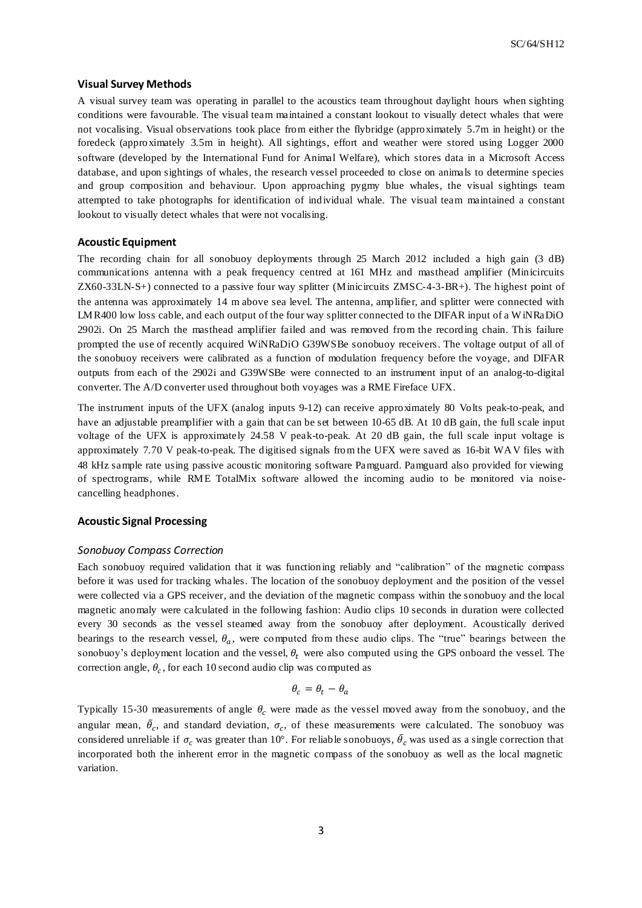## Visual Survey Methods

A visual survey team was operating in parallel to the acoustics team throughout daylight hours when sighting conditions were favourable. The visual team maintained a constant lookout to visually detect whales that were not vocalising. Visual observations took place from either the flybridge (approximately 5.7m in height) or the foredeck (approximately 3.5m in height). All sightings, effort and weather were stored using Logger 2000 software (developed by the International Fund for Animal Welfare), which stores data in a Microsoft Access database, and upon sightings of whales, the research vessel proceeded to close on animals to determine species and group composition and behaviour. Upon approaching pygmy blue whales, the visual sightings team attempted to take photographs for identification of individual whale. The visual team maintained a constant lookout to visually detect whales that were not vocalising.

## Acoustic Equipment

The recording chain for all sonobuoy deployments through 25 March 2012 included a high gain (3 dB) communications antenna with a peak frequency centred at 161 MHz and masthead amplifier (Minicircuits ZX60-33LN-S+) connected to a passive four way splitter (Minicircuits ZMSC-4-3-BR+). The highest point of the antenna was approximately 14 m above sea level. The antenna, amplifier, and splitter were connected with LMR400 low loss cable, and each output of the four way splitter connected to the DIFAR input of a WiNRaDiO 2902i. On 25 March the masthead amplifier failed and was removed from the recording chain. This failure prompted the use of recently acquired WiNRaDiO G39WSBe sonobuoy receivers. The voltage output of all of the sonobuoy receivers were calibrated as a function of modulation frequency before the voyage, and DIFAR outputs from each of the 2902i and G39WSBe were connected to an instrument input of an analog-to-digital converter. The A/D converter used throughout both voyages was a RME Fireface UFX.

The instrument inputs of the UFX (analog inputs 9-12) can receive approximately 80 Volts peak-to-peak, and have an adjustable preamplifier with a gain that can be set between 10-65 dB. At 10 dB gain, the full scale input voltage of the UFX is approximately 24.58 V peak-to-peak. At 20 dB gain, the full scale input voltage is approximately 7.70 V peak-to-peak. The digitised signals from the UFX were saved as 16-bit WAV files with 48 kHz sample rate using passive acoustic monitoring software Pamguard. Pamguard also provided for viewing of spectrograms, while RME TotalMix software allowed the incoming audio to be monitored via noise-cancelling headphones.

## Acoustic Signal Processing

### *Sonobuoy Compass Correction*

Each sonobuoy required validation that it was functioning reliably and "calibration" of the magnetic compass before it was used for tracking whales. The location of the sonobuoy deployment and the position of the vessel were collected via a GPS receiver, and the deviation of the magnetic compass within the sonobuoy and the local magnetic anomaly were calculated in the following fashion: Audio clips 10 seconds in duration were collected every 30 seconds as the vessel steamed away from the sonobuoy after deployment. Acoustically derived bearings to the research vessel, $\theta_a$, were computed from these audio clips. The "true" bearings between the sonobuoy's deployment location and the vessel, $\theta_t$ were also computed using the GPS onboard the vessel. The correction angle, $\theta_c$, for each 10 second audio clip was computed as

$$\theta_c = \theta_t - \theta_a$$

Typically 15-30 measurements of angle $\theta_c$ were made as the vessel moved away from the sonobuoy, and the angular mean, $\bar{\theta}_c$, and standard deviation, $\sigma_c$, of these measurements were calculated. The sonobuoy was considered unreliable if $\sigma_c$ was greater than 10°. For reliable sonobuoys, $\bar{\theta}_c$ was used as a single correction that incorporated both the inherent error in the magnetic compass of the sonobuoy as well as the local magnetic variation.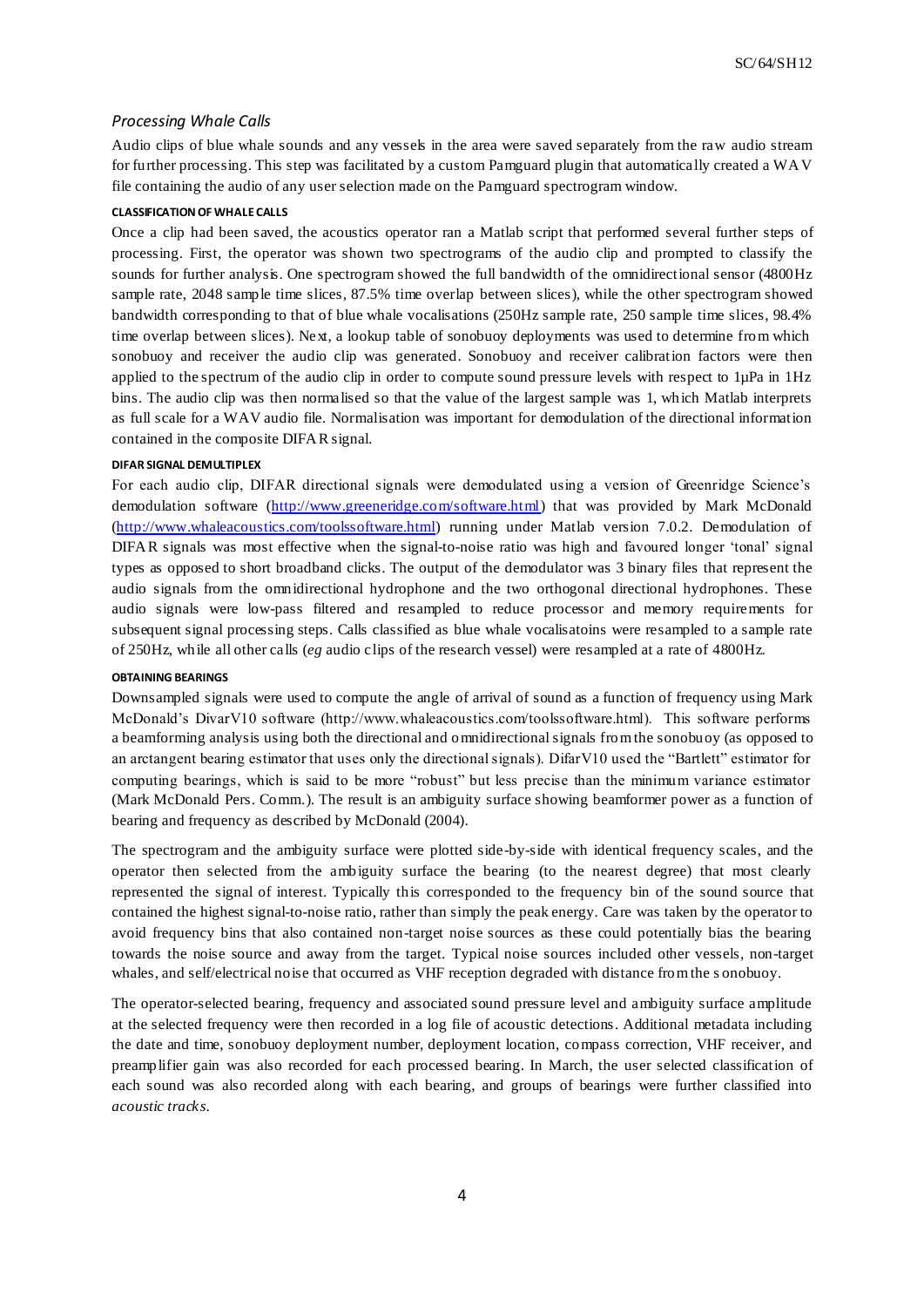## *Processing Whale Calls*

Audio clips of blue whale sounds and any vessels in the area were saved separately from the raw audio stream for further processing. This step was facilitated by a custom Pamguard plugin that automatically created a WAV file containing the audio of any user selection made on the Pamguard spectrogram window.

#### CLASSIFICATION OF WHALE CALLS

Once a clip had been saved, the acoustics operator ran a Matlab script that performed several further steps of processing. First, the operator was shown two spectrograms of the audio clip and prompted to classify the sounds for further analysis. One spectrogram showed the full bandwidth of the omnidirectional sensor (4800Hz sample rate, 2048 sample time slices, 87.5% time overlap between slices), while the other spectrogram showed bandwidth corresponding to that of blue whale vocalisations (250Hz sample rate, 250 sample time slices, 98.4% time overlap between slices). Next, a lookup table of sonobuoy deployments was used to determine from which sonobuoy and receiver the audio clip was generated. Sonobuoy and receiver calibration factors were then applied to the spectrum of the audio clip in order to compute sound pressure levels with respect to 1µPa in 1Hz bins. The audio clip was then normalised so that the value of the largest sample was 1, which Matlab interprets as full scale for a WAV audio file. Normalisation was important for demodulation of the directional information contained in the composite DIFAR signal.

#### DIFAR SIGNAL DEMULTIPLEX

For each audio clip, DIFAR directional signals were demodulated using a version of Greenridge Science's demodulation software (http://www.greeneridge.com/software.html) that was provided by Mark McDonald (http://www.whaleacoustics.com/toolssoftware.html) running under Matlab version 7.0.2. Demodulation of DIFAR signals was most effective when the signal-to-noise ratio was high and favoured longer 'tonal' signal types as opposed to short broadband clicks. The output of the demodulator was 3 binary files that represent the audio signals from the omnidirectional hydrophone and the two orthogonal directional hydrophones. These audio signals were low-pass filtered and resampled to reduce processor and memory requirements for subsequent signal processing steps. Calls classified as blue whale vocalisatoins were resampled to a sample rate of 250Hz, while all other calls (*eg* audio clips of the research vessel) were resampled at a rate of 4800Hz.

#### OBTAINING BEARINGS

Downsampled signals were used to compute the angle of arrival of sound as a function of frequency using Mark McDonald's DivarV10 software (http://www.whaleacoustics.com/toolssoftware.html). This software performs a beamforming analysis using both the directional and omnidirectional signals from the sonobuoy (as opposed to an arctangent bearing estimator that uses only the directional signals). DifarV10 used the "Bartlett" estimator for computing bearings, which is said to be more "robust" but less precise than the minimum variance estimator (Mark McDonald Pers. Comm.). The result is an ambiguity surface showing beamformer power as a function of bearing and frequency as described by McDonald (2004).

The spectrogram and the ambiguity surface were plotted side-by-side with identical frequency scales, and the operator then selected from the ambiguity surface the bearing (to the nearest degree) that most clearly represented the signal of interest. Typically this corresponded to the frequency bin of the sound source that contained the highest signal-to-noise ratio, rather than simply the peak energy. Care was taken by the operator to avoid frequency bins that also contained non-target noise sources as these could potentially bias the bearing towards the noise source and away from the target. Typical noise sources included other vessels, non-target whales, and self/electrical noise that occurred as VHF reception degraded with distance from the sonobuoy.

The operator-selected bearing, frequency and associated sound pressure level and ambiguity surface amplitude at the selected frequency were then recorded in a log file of acoustic detections. Additional metadata including the date and time, sonobuoy deployment number, deployment location, compass correction, VHF receiver, and preamplifier gain was also recorded for each processed bearing. In March, the user selected classification of each sound was also recorded along with each bearing, and groups of bearings were further classified into *acoustic tracks*.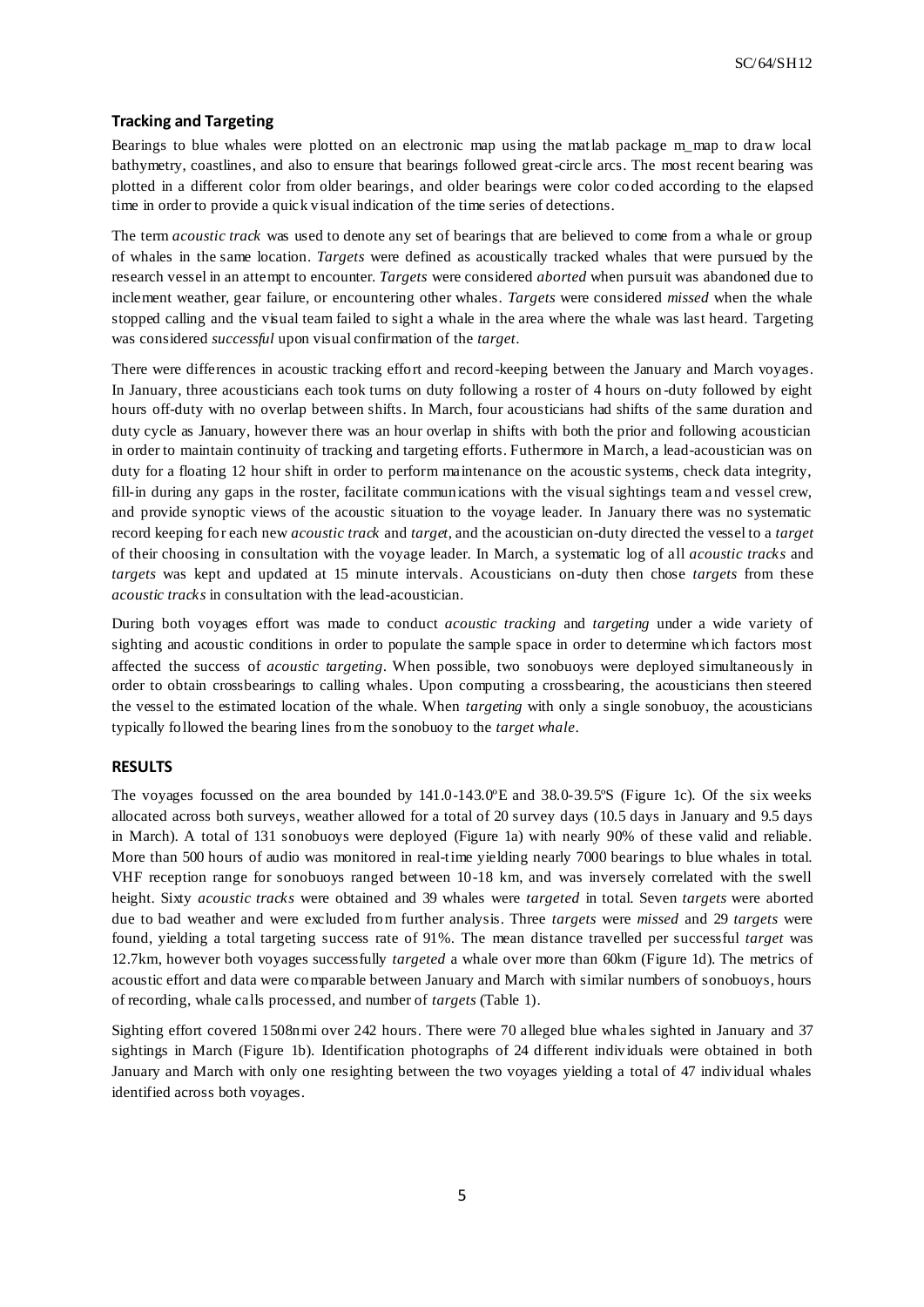### Tracking and Targeting

Bearings to blue whales were plotted on an electronic map using the matlab package m_map to draw local bathymetry, coastlines, and also to ensure that bearings followed great-circle arcs. The most recent bearing was plotted in a different color from older bearings, and older bearings were color coded according to the elapsed time in order to provide a quick visual indication of the time series of detections.

The term *acoustic track* was used to denote any set of bearings that are believed to come from a whale or group of whales in the same location. *Targets* were defined as acoustically tracked whales that were pursued by the research vessel in an attempt to encounter. *Targets* were considered *aborted* when pursuit was abandoned due to inclement weather, gear failure, or encountering other whales. *Targets* were considered *missed* when the whale stopped calling and the visual team failed to sight a whale in the area where the whale was last heard. Targeting was considered *successful* upon visual confirmation of the *target*.

There were differences in acoustic tracking effort and record-keeping between the January and March voyages. In January, three acousticians each took turns on duty following a roster of 4 hours on-duty followed by eight hours off-duty with no overlap between shifts. In March, four acousticians had shifts of the same duration and duty cycle as January, however there was an hour overlap in shifts with both the prior and following acoustician in order to maintain continuity of tracking and targeting efforts. Futhermore in March, a lead-acoustician was on duty for a floating 12 hour shift in order to perform maintenance on the acoustic systems, check data integrity, fill-in during any gaps in the roster, facilitate communications with the visual sightings team and vessel crew, and provide synoptic views of the acoustic situation to the voyage leader. In January there was no systematic record keeping for each new *acoustic track* and *target*, and the acoustician on-duty directed the vessel to a *target* of their choosing in consultation with the voyage leader. In March, a systematic log of all *acoustic tracks* and *targets* was kept and updated at 15 minute intervals. Acousticians on-duty then chose *targets* from these *acoustic tracks* in consultation with the lead-acoustician.

During both voyages effort was made to conduct *acoustic tracking* and *targeting* under a wide variety of sighting and acoustic conditions in order to populate the sample space in order to determine which factors most affected the success of *acoustic targeting*. When possible, two sonobuoys were deployed simultaneously in order to obtain crossbearings to calling whales. Upon computing a crossbearing, the acousticians then steered the vessel to the estimated location of the whale. When *targeting* with only a single sonobuoy, the acousticians typically followed the bearing lines from the sonobuoy to the *target whale*.

## RESULTS

The voyages focussed on the area bounded by 141.0-143.0ºE and 38.0-39.5ºS (Figure 1c). Of the six weeks allocated across both surveys, weather allowed for a total of 20 survey days (10.5 days in January and 9.5 days in March). A total of 131 sonobuoys were deployed (Figure 1a) with nearly 90% of these valid and reliable. More than 500 hours of audio was monitored in real-time yielding nearly 7000 bearings to blue whales in total. VHF reception range for sonobuoys ranged between 10-18 km, and was inversely correlated with the swell height. Sixty *acoustic tracks* were obtained and 39 whales were *targeted* in total. Seven *targets* were aborted due to bad weather and were excluded from further analysis. Three *targets* were *missed* and 29 *targets* were found, yielding a total targeting success rate of 91%. The mean distance travelled per successful *target* was 12.7km, however both voyages successfully *targeted* a whale over more than 60km (Figure 1d). The metrics of acoustic effort and data were comparable between January and March with similar numbers of sonobuoys, hours of recording, whale calls processed, and number of *targets* (Table 1).

Sighting effort covered 1508nmi over 242 hours. There were 70 alleged blue whales sighted in January and 37 sightings in March (Figure 1b). Identification photographs of 24 different individuals were obtained in both January and March with only one resighting between the two voyages yielding a total of 47 individual whales identified across both voyages.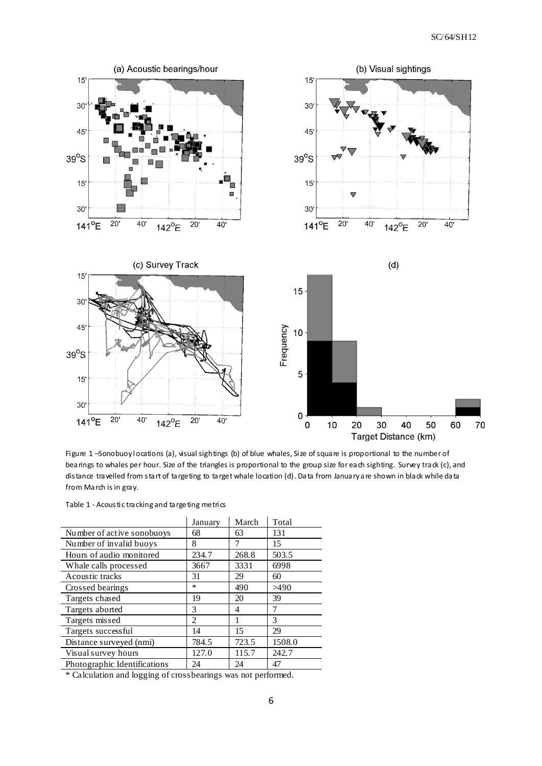Figure 1 –Sonobuoy locations (a), visual sightings (b) of blue whales, Size of square is proportional to the number of bearings to whales per hour. Size of the triangles is proportional to the group size for each sighting. Survey track (c), and distance travelled from start of targeting to target whale location (d). Data from January are shown in black while data from March is in gray.

Table 1 - Acoustic tracking and targeting metrics

| | January | March | Total |
|---|---|---|---|
| Number of active sonobuoys | 68 | 63 | 131 |
| Number of invalid buoys | 8 | 7 | 15 |
| Hours of audio monitored | 234.7 | 268.8 | 503.5 |
| Whale calls processed | 3667 | 3331 | 6998 |
| Acoustic tracks | 31 | 29 | 60 |
| Crossed bearings | * | 490 | >490 |
| Targets chased | 19 | 20 | 39 |
| Targets aborted | 3 | 4 | 7 |
| Targets missed | 2 | 1 | 3 |
| Targets successful | 14 | 15 | 29 |
| Distance surveyed (nmi) | 784.5 | 723.5 | 1508.0 |
| Visual survey hours | 127.0 | 115.7 | 242.7 |
| Photographic Identifications | 24 | 24 | 47 |

* Calculation and logging of cross bearings was not performed.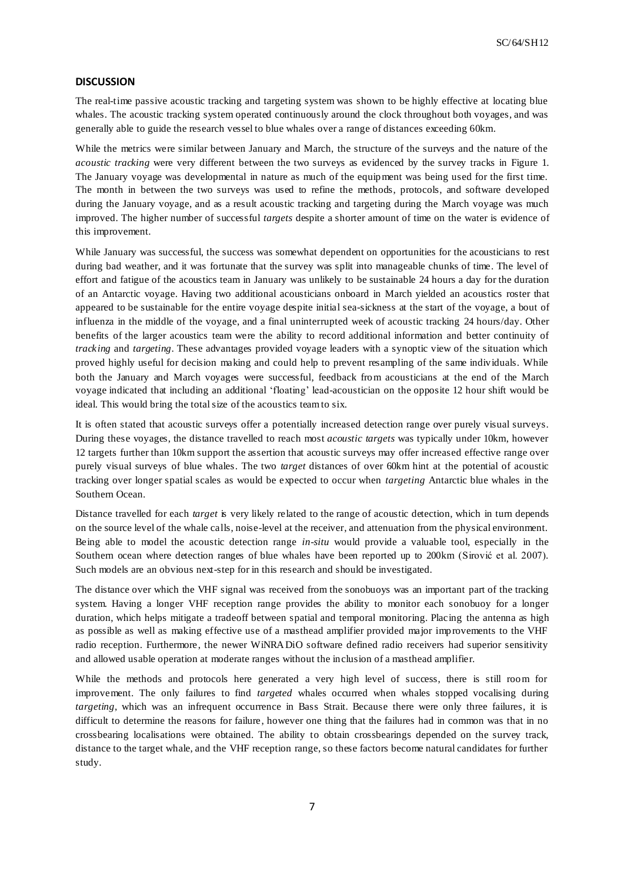## DISCUSSION

The real-time passive acoustic tracking and targeting system was shown to be highly effective at locating blue whales. The acoustic tracking system operated continuously around the clock throughout both voyages, and was generally able to guide the research vessel to blue whales over a range of distances exceeding 60km.

While the metrics were similar between January and March, the structure of the surveys and the nature of the *acoustic tracking* were very different between the two surveys as evidenced by the survey tracks in Figure 1. The January voyage was developmental in nature as much of the equipment was being used for the first time. The month in between the two surveys was used to refine the methods, protocols, and software developed during the January voyage, and as a result acoustic tracking and targeting during the March voyage was much improved. The higher number of successful *targets* despite a shorter amount of time on the water is evidence of this improvement.

While January was successful, the success was somewhat dependent on opportunities for the acousticians to rest during bad weather, and it was fortunate that the survey was split into manageable chunks of time. The level of effort and fatigue of the acoustics team in January was unlikely to be sustainable 24 hours a day for the duration of an Antarctic voyage. Having two additional acousticians onboard in March yielded an acoustics roster that appeared to be sustainable for the entire voyage despite initial sea-sickness at the start of the voyage, a bout of influenza in the middle of the voyage, and a final uninterrupted week of acoustic tracking 24 hours/day. Other benefits of the larger acoustics team were the ability to record additional information and better continuity of *tracking* and *targeting*. These advantages provided voyage leaders with a synoptic view of the situation which proved highly useful for decision making and could help to prevent resampling of the same individuals. While both the January and March voyages were successful, feedback from acousticians at the end of the March voyage indicated that including an additional 'floating' lead-acoustician on the opposite 12 hour shift would be ideal. This would bring the total size of the acoustics team to six.

It is often stated that acoustic surveys offer a potentially increased detection range over purely visual surveys. During these voyages, the distance travelled to reach most *acoustic targets* was typically under 10km, however 12 targets further than 10km support the assertion that acoustic surveys may offer increased effective range over purely visual surveys of blue whales. The two *target* distances of over 60km hint at the potential of acoustic tracking over longer spatial scales as would be expected to occur when *targeting* Antarctic blue whales in the Southern Ocean.

Distance travelled for each *target* is very likely related to the range of acoustic detection, which in turn depends on the source level of the whale calls, noise-level at the receiver, and attenuation from the physical environment. Being able to model the acoustic detection range *in-situ* would provide a valuable tool, especially in the Southern ocean where detection ranges of blue whales have been reported up to 200km (Sirović et al. 2007). Such models are an obvious next-step for in this research and should be investigated.

The distance over which the VHF signal was received from the sonobuoys was an important part of the tracking system. Having a longer VHF reception range provides the ability to monitor each sonobuoy for a longer duration, which helps mitigate a tradeoff between spatial and temporal monitoring. Placing the antenna as high as possible as well as making effective use of a masthead amplifier provided major improvements to the VHF radio reception. Furthermore, the newer WiNRADiO software defined radio receivers had superior sensitivity and allowed usable operation at moderate ranges without the inclusion of a masthead amplifier.

While the methods and protocols here generated a very high level of success, there is still room for improvement. The only failures to find *targeted* whales occurred when whales stopped vocalising during *targeting*, which was an infrequent occurrence in Bass Strait. Because there were only three failures, it is difficult to determine the reasons for failure, however one thing that the failures had in common was that in no crossbearing localisations were obtained. The ability to obtain crossbearings depended on the survey track, distance to the target whale, and the VHF reception range, so these factors become natural candidates for further study.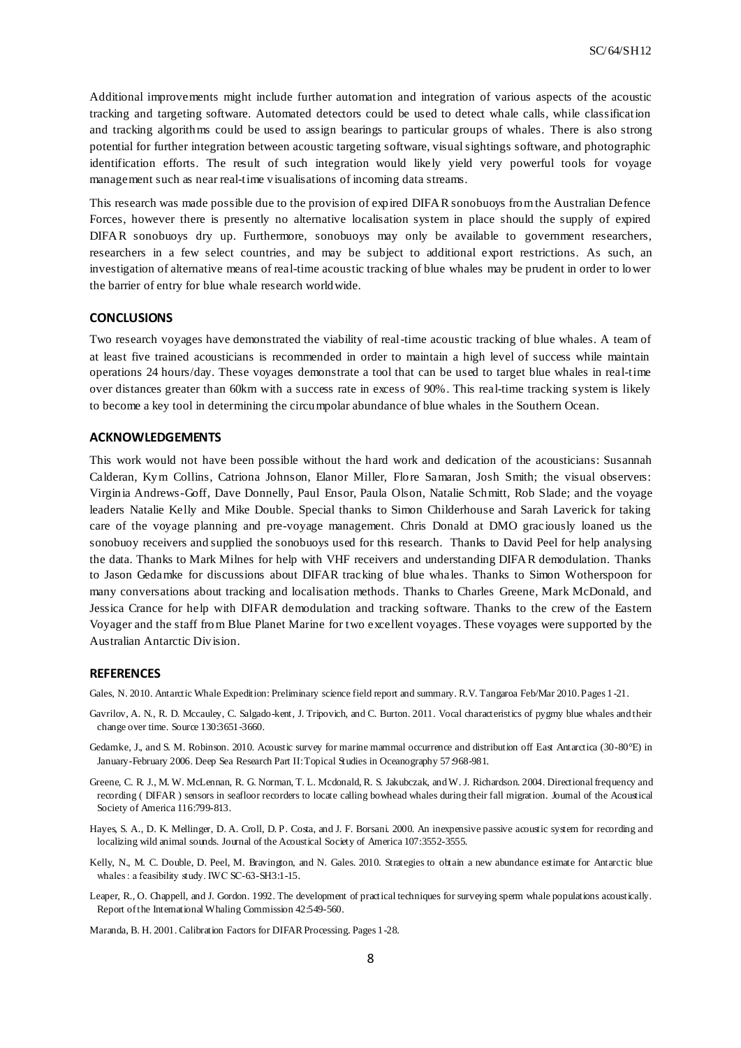Additional improvements might include further automation and integration of various aspects of the acoustic tracking and targeting software. Automated detectors could be used to detect whale calls, while classification and tracking algorithms could be used to assign bearings to particular groups of whales. There is also strong potential for further integration between acoustic targeting software, visual sightings software, and photographic identification efforts. The result of such integration would likely yield very powerful tools for voyage management such as near real-time visualisations of incoming data streams.

This research was made possible due to the provision of expired DIFAR sonobuoys from the Australian Defence Forces, however there is presently no alternative localisation system in place should the supply of expired DIFAR sonobuoys dry up. Furthermore, sonobuoys may only be available to government researchers, researchers in a few select countries, and may be subject to additional export restrictions. As such, an investigation of alternative means of real-time acoustic tracking of blue whales may be prudent in order to lower the barrier of entry for blue whale research worldwide.

## CONCLUSIONS

Two research voyages have demonstrated the viability of real-time acoustic tracking of blue whales. A team of at least five trained acousticians is recommended in order to maintain a high level of success while maintain operations 24 hours/day. These voyages demonstrate a tool that can be used to target blue whales in real-time over distances greater than 60km with a success rate in excess of 90%. This real-time tracking system is likely to become a key tool in determining the circumpolar abundance of blue whales in the Southern Ocean.

## ACKNOWLEDGEMENTS

This work would not have been possible without the hard work and dedication of the acousticians: Susannah Calderan, Kym Collins, Catriona Johnson, Elanor Miller, Flore Samaran, Josh Smith; the visual observers: Virginia Andrews-Goff, Dave Donnelly, Paul Ensor, Paula Olson, Natalie Schmitt, Rob Slade; and the voyage leaders Natalie Kelly and Mike Double. Special thanks to Simon Childerhouse and Sarah Laverick for taking care of the voyage planning and pre-voyage management. Chris Donald at DMO graciously loaned us the sonobuoy receivers and supplied the sonobuoys used for this research. Thanks to David Peel for help analysing the data. Thanks to Mark Milnes for help with VHF receivers and understanding DIFAR demodulation. Thanks to Jason Gedamke for discussions about DIFAR tracking of blue whales. Thanks to Simon Wotherspoon for many conversations about tracking and localisation methods. Thanks to Charles Greene, Mark McDonald, and Jessica Crance for help with DIFAR demodulation and tracking software. Thanks to the crew of the Eastern Voyager and the staff from Blue Planet Marine for two excellent voyages. These voyages were supported by the Australian Antarctic Division.

## REFERENCES

Gales, N. 2010. Antarctic Whale Expedition: Preliminary science field report and summary. R.V. Tangaroa Feb/Mar 2010. Pages 1-21.

Gavrilov, A. N., R. D. Mccauley, C. Salgado-kent, J. Tripovich, and C. Burton. 2011. Vocal characteristics of pygmy blue whales and their change over time. Source 130:3651-3660.

Gedamke, J., and S. M. Robinson. 2010. Acoustic survey for marine mammal occurrence and distribution off East Antarctica (30-80°E) in January-February 2006. Deep Sea Research Part II: Topical Studies in Oceanography 57:968-981.

Greene, C. R. J., M. W. McLennan, R. G. Norman, T. L. Mcdonald, R. S. Jakubczak, and W. J. Richardson. 2004. Directional frequency and recording ( DIFAR ) sensors in seafloor recorders to locate calling bowhead whales during their fall migration. Journal of the Acoustical Society of America 116:799-813.

Hayes, S. A., D. K. Mellinger, D. A. Croll, D. P. Costa, and J. F. Borsani. 2000. An inexpensive passive acoustic system for recording and localizing wild animal sounds. Journal of the Acoustical Society of America 107:3552-3555.

Kelly, N., M. C. Double, D. Peel, M. Bravington, and N. Gales. 2010. Strategies to obtain a new abundance estimate for Antarctic blue whales : a feasibility study. IWC SC-63-SH3:1-15.

Leaper, R., O. Chappell, and J. Gordon. 1992. The development of practical techniques for surveying sperm whale populations acoustically. Report of the International Whaling Commission 42:549-560.

Maranda, B. H. 2001. Calibration Factors for DIFAR Processing. Pages 1-28.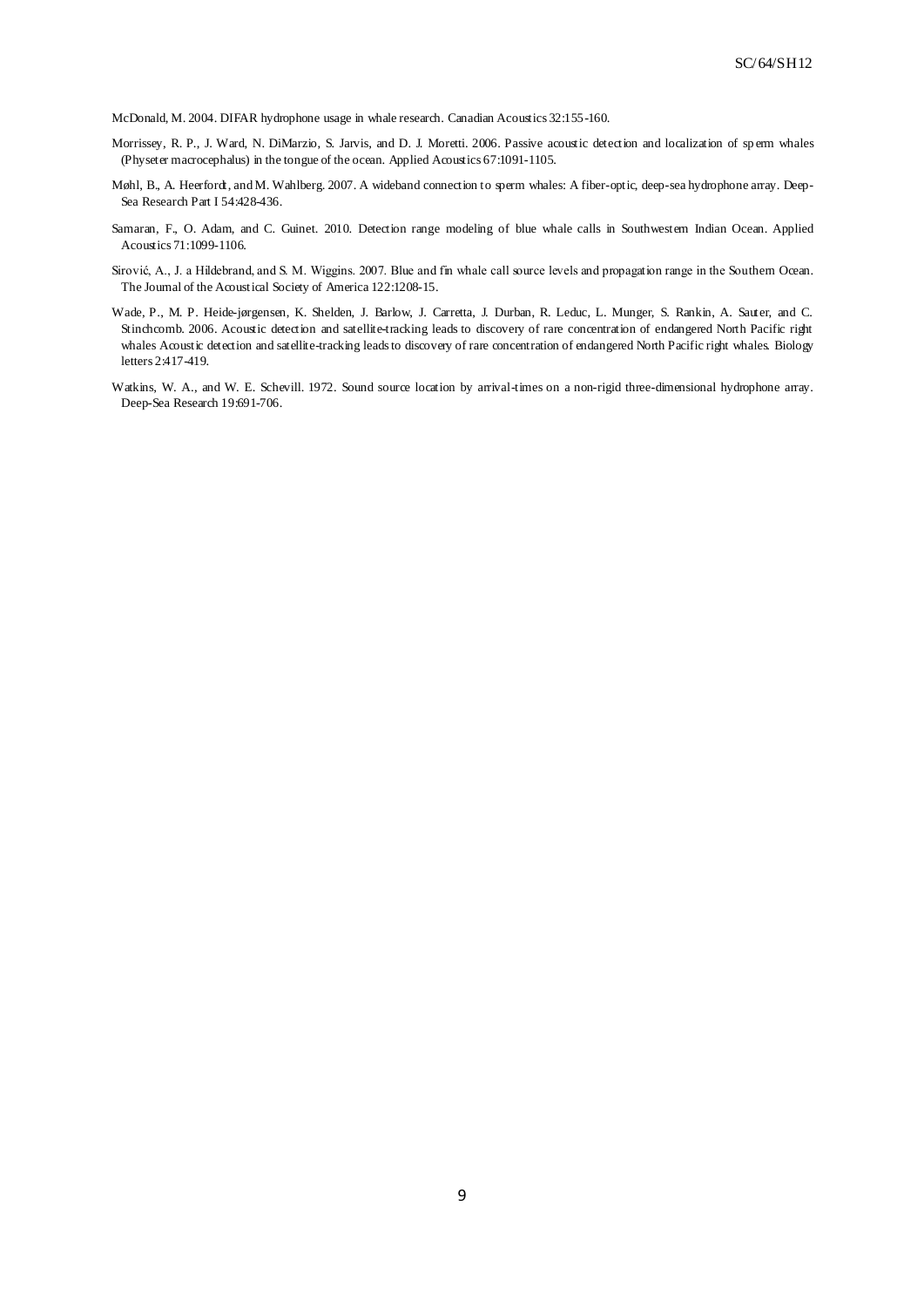McDonald, M. 2004. DIFAR hydrophone usage in whale research. Canadian Acoustics 32:155-160.

Morrissey, R. P., J. Ward, N. DiMarzio, S. Jarvis, and D. J. Moretti. 2006. Passive acoustic detection and localization of sperm whales (Physeter macrocephalus) in the tongue of the ocean. Applied Acoustics 67:1091-1105.

Møhl, B., A. Heerfordt, and M. Wahlberg. 2007. A wideband connection to sperm whales: A fiber-optic, deep-sea hydrophone array. Deep-Sea Research Part I 54:428-436.

Samaran, F., O. Adam, and C. Guinet. 2010. Detection range modeling of blue whale calls in Southwestern Indian Ocean. Applied Acoustics 71:1099-1106.

Sirović, A., J. a Hildebrand, and S. M. Wiggins. 2007. Blue and fin whale call source levels and propagation range in the Southern Ocean. The Journal of the Acoustical Society of America 122:1208-15.

Wade, P., M. P. Heide-jørgensen, K. Shelden, J. Barlow, J. Carretta, J. Durban, R. Leduc, L. Munger, S. Rankin, A. Sauter, and C. Stinchcomb. 2006. Acoustic detection and satellite-tracking leads to discovery of rare concentration of endangered North Pacific right whales Acoustic detection and satellite-tracking leads to discovery of rare concentration of endangered North Pacific right whales. Biology letters 2:417-419.

Watkins, W. A., and W. E. Schevill. 1972. Sound source location by arrival-times on a non-rigid three-dimensional hydrophone array. Deep-Sea Research 19:691-706.